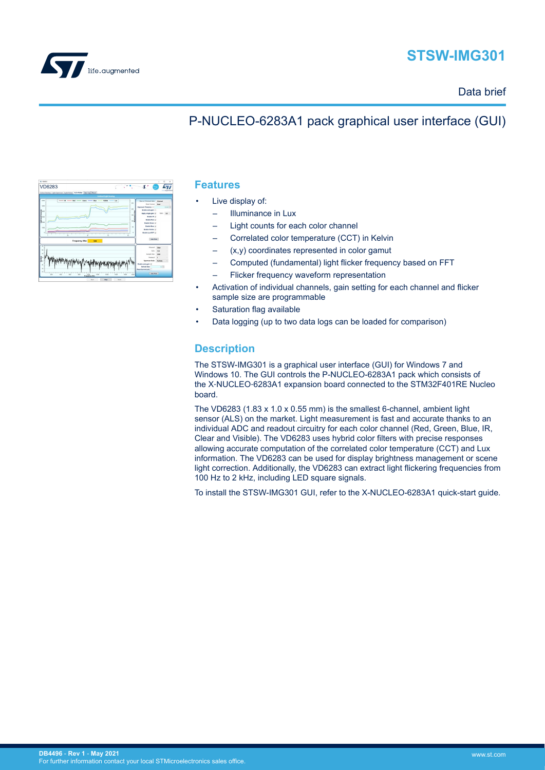# STSW-IMG301

Data brief

## P-NUCLEO-6283A1 pack graphical user interface (GUI)

## Features

- Live display of:
  - Illuminance in Lux
  - Light counts for each color channel
  - Correlated color temperature (CCT) in Kelvin
  - (x,y) coordinates represented in color gamut
  - Computed (fundamental) light flicker frequency based on FFT
  - Flicker frequency waveform representation
- Activation of individual channels, gain setting for each channel and flicker sample size are programmable
- Saturation flag available
- Data logging (up to two data logs can be loaded for comparison)

## Description

The STSW-IMG301 is a graphical user interface (GUI) for Windows 7 and Windows 10. The GUI controls the P-NUCLEO-6283A1 pack which consists of the X-NUCLEO-6283A1 expansion board connected to the STM32F401RE Nucleo board.

The VD6283 (1.83 x 1.0 x 0.55 mm) is the smallest 6-channel, ambient light sensor (ALS) on the market. Light measurement is fast and accurate thanks to an individual ADC and readout circuitry for each color channel (Red, Green, Blue, IR, Clear and Visible). The VD6283 uses hybrid color filters with precise responses allowing accurate computation of the correlated color temperature (CCT) and Lux information. The VD6283 can be used for display brightness management or scene light correction. Additionally, the VD6283 can extract light flickering frequencies from 100 Hz to 2 kHz, including LED square signals.

To install the STSW-IMG301 GUI, refer to the X-NUCLEO-6283A1 quick-start guide.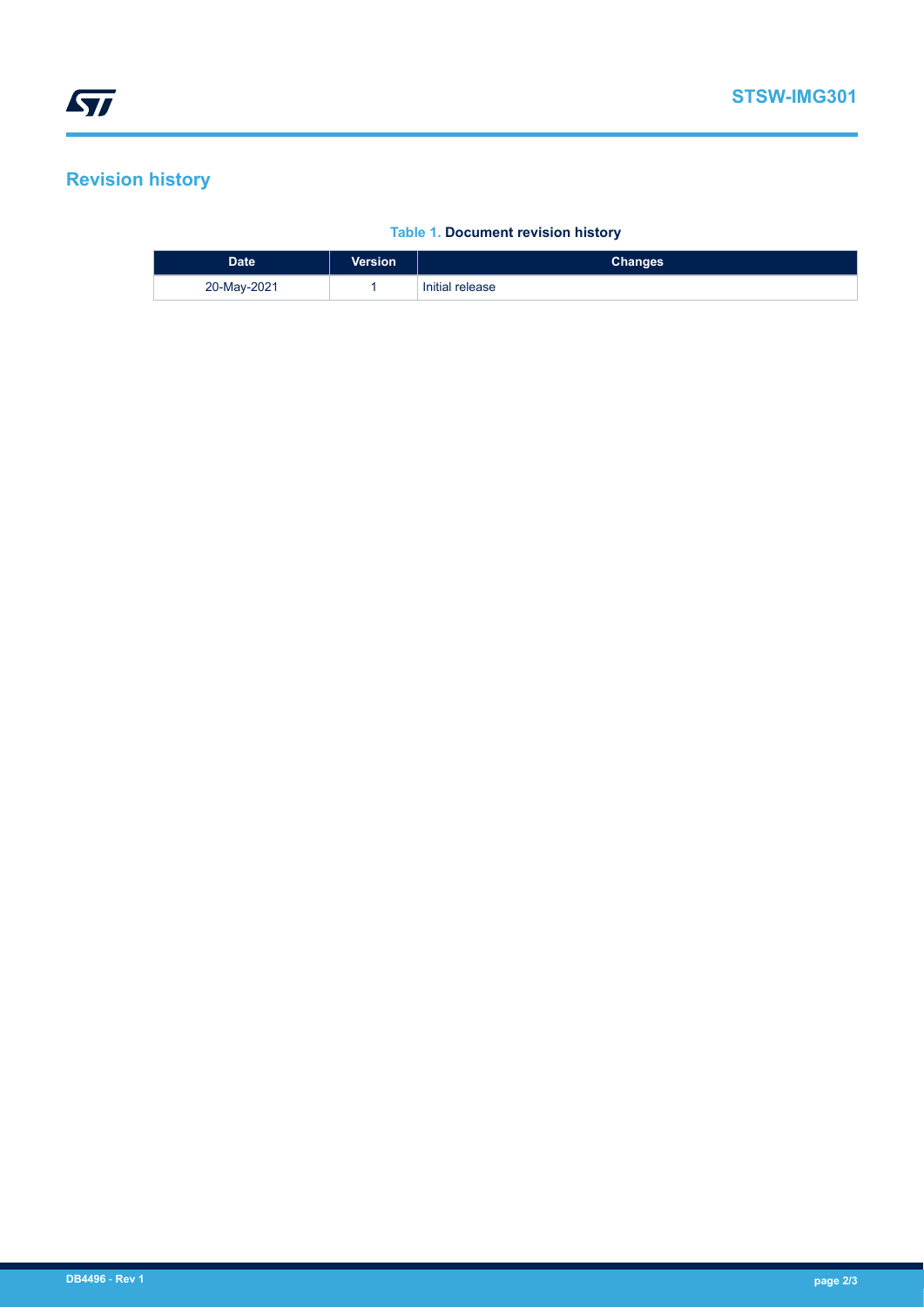# Revision history

**Table 1. Document revision history**

| Date | Version | Changes |
| --- | --- | --- |
| 20-May-2021 | 1 | Initial release |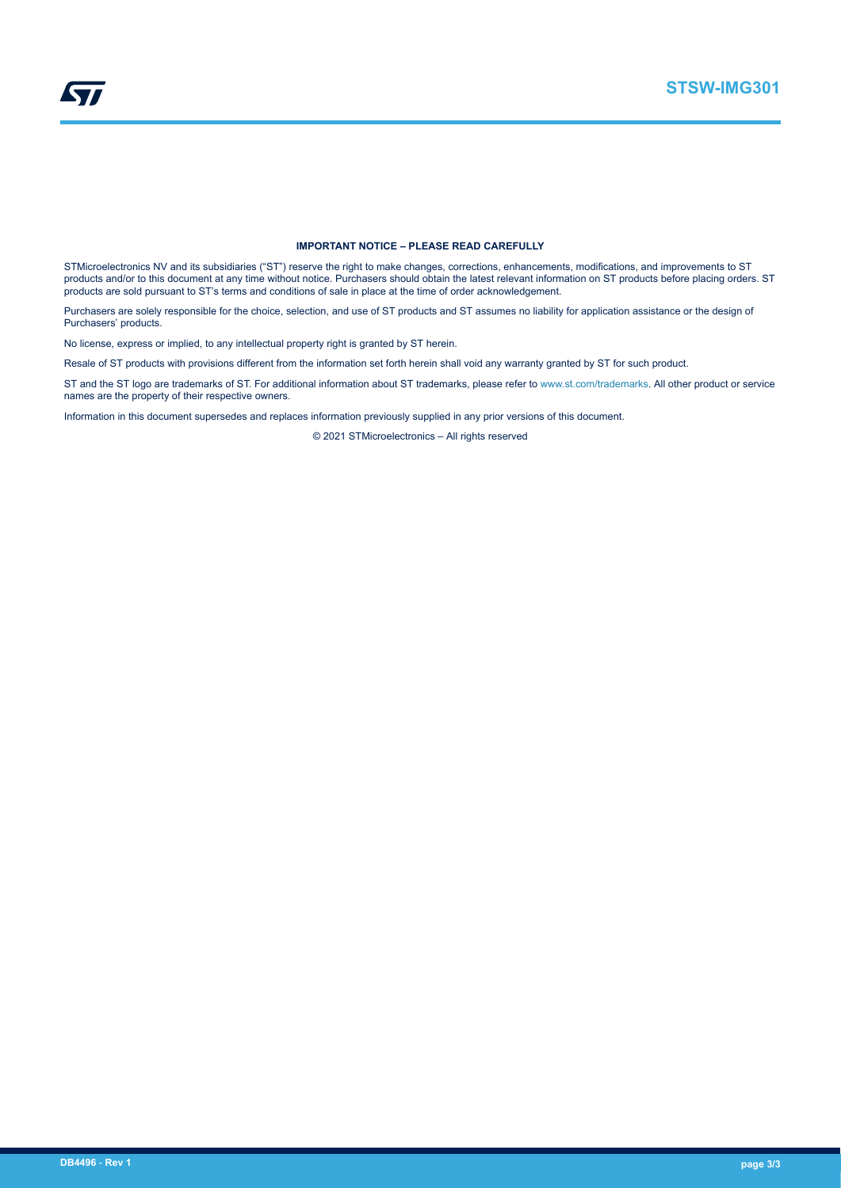**IMPORTANT NOTICE – PLEASE READ CAREFULLY**

STMicroelectronics NV and its subsidiaries ("ST") reserve the right to make changes, corrections, enhancements, modifications, and improvements to ST products and/or to this document at any time without notice. Purchasers should obtain the latest relevant information on ST products before placing orders. ST products are sold pursuant to ST's terms and conditions of sale in place at the time of order acknowledgement.

Purchasers are solely responsible for the choice, selection, and use of ST products and ST assumes no liability for application assistance or the design of Purchasers' products.

No license, express or implied, to any intellectual property right is granted by ST herein.

Resale of ST products with provisions different from the information set forth herein shall void any warranty granted by ST for such product.

ST and the ST logo are trademarks of ST. For additional information about ST trademarks, please refer to www.st.com/trademarks. All other product or service names are the property of their respective owners.

Information in this document supersedes and replaces information previously supplied in any prior versions of this document.

© 2021 STMicroelectronics – All rights reserved